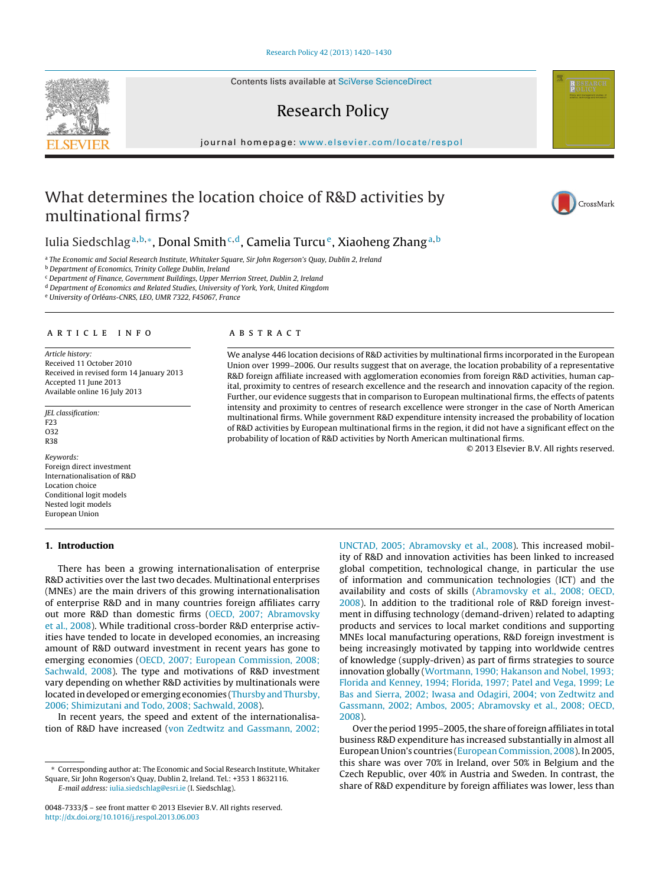# What determines the location choice of R&D activities by multinational firms?

Iulia Siedschlag[a,b,*], Donal Smith[c,d], Camelia Turcu[e], Xiaoheng Zhang[a,b]

[a] The Economic and Social Research Institute, Whitaker Square, Sir John Rogerson's Quay, Dublin 2, Ireland
[b] Department of Economics, Trinity College Dublin, Ireland
[c] Department of Finance, Government Buildings, Upper Merrion Street, Dublin 2, Ireland
[d] Department of Economics and Related Studies, University of York, York, United Kingdom
[e] University of Orléans-CNRS, LEO, UMR 7322, F45067, France

## ARTICLE INFO

*Article history:*
Received 11 October 2010
Received in revised form 14 January 2013
Accepted 11 June 2013
Available online 16 July 2013

*JEL classification:*
F23
O32
R38

*Keywords:*
Foreign direct investment
Internationalisation of R&D
Location choice
Conditional logit models
Nested logit models
European Union

## ABSTRACT

We analyse 446 location decisions of R&D activities by multinational firms incorporated in the European Union over 1999–2006. Our results suggest that on average, the location probability of a representative R&D foreign affiliate increased with agglomeration economies from foreign R&D activities, human capital, proximity to centres of research excellence and the research and innovation capacity of the region. Further, our evidence suggests that in comparison to European multinational firms, the effects of patents intensity and proximity to centres of research excellence were stronger in the case of North American multinational firms. While government R&D expenditure intensity increased the probability of location of R&D activities by European multinational firms in the region, it did not have a significant effect on the probability of location of R&D activities by North American multinational firms.

© 2013 Elsevier B.V. All rights reserved.

## 1. Introduction

There has been a growing internationalisation of enterprise R&D activities over the last two decades. Multinational enterprises (MNEs) are the main drivers of this growing internationalisation of enterprise R&D and in many countries foreign affiliates carry out more R&D than domestic firms (OECD, 2007; Abramovsky et al., 2008). While traditional cross-border R&D enterprise activities have tended to locate in developed economies, an increasing amount of R&D outward investment in recent years has gone to emerging economies (OECD, 2007; European Commission, 2008; Sachwald, 2008). The type and motivations of R&D investment vary depending on whether R&D activities by multinationals were located in developed or emerging economies (Thursby and Thursby, 2006; Shimizutani and Todo, 2008; Sachwald, 2008).

In recent years, the speed and extent of the internationalisation of R&D have increased (von Zedtwitz and Gassmann, 2002; UNCTAD, 2005; Abramovsky et al., 2008). This increased mobility of R&D and innovation activities has been linked to increased global competition, technological change, in particular the use of information and communication technologies (ICT) and the availability and costs of skills (Abramovsky et al., 2008; OECD, 2008). In addition to the traditional role of R&D foreign investment in diffusing technology (demand-driven) related to adapting products and services to local market conditions and supporting MNEs local manufacturing operations, R&D foreign investment is being increasingly motivated by tapping into worldwide centres of knowledge (supply-driven) as part of firms strategies to source innovation globally (Wortmann, 1990; Hakanson and Nobel, 1993; Florida and Kenney, 1994; Florida, 1997; Patel and Vega, 1999; Le Bas and Sierra, 2002; Iwasa and Odagiri, 2004; von Zedtwitz and Gassmann, 2002; Ambos, 2005; Abramovsky et al., 2008; OECD, 2008).

Over the period 1995–2005, the share of foreign affiliates in total business R&D expenditure has increased substantially in almost all European Union's countries (European Commission, 2008). In 2005, this share was over 70% in Ireland, over 50% in Belgium and the Czech Republic, over 40% in Austria and Sweden. In contrast, the share of R&D expenditure by foreign affiliates was lower, less than

\* Corresponding author at: The Economic and Social Research Institute, Whitaker Square, Sir John Rogerson's Quay, Dublin 2, Ireland. Tel.: +353 1 8632116.
E-mail address: iulia.siedschlag@esri.ie (I. Siedschlag).

0048-7333/$ – see front matter © 2013 Elsevier B.V. All rights reserved.
http://dx.doi.org/10.1016/j.respol.2013.06.003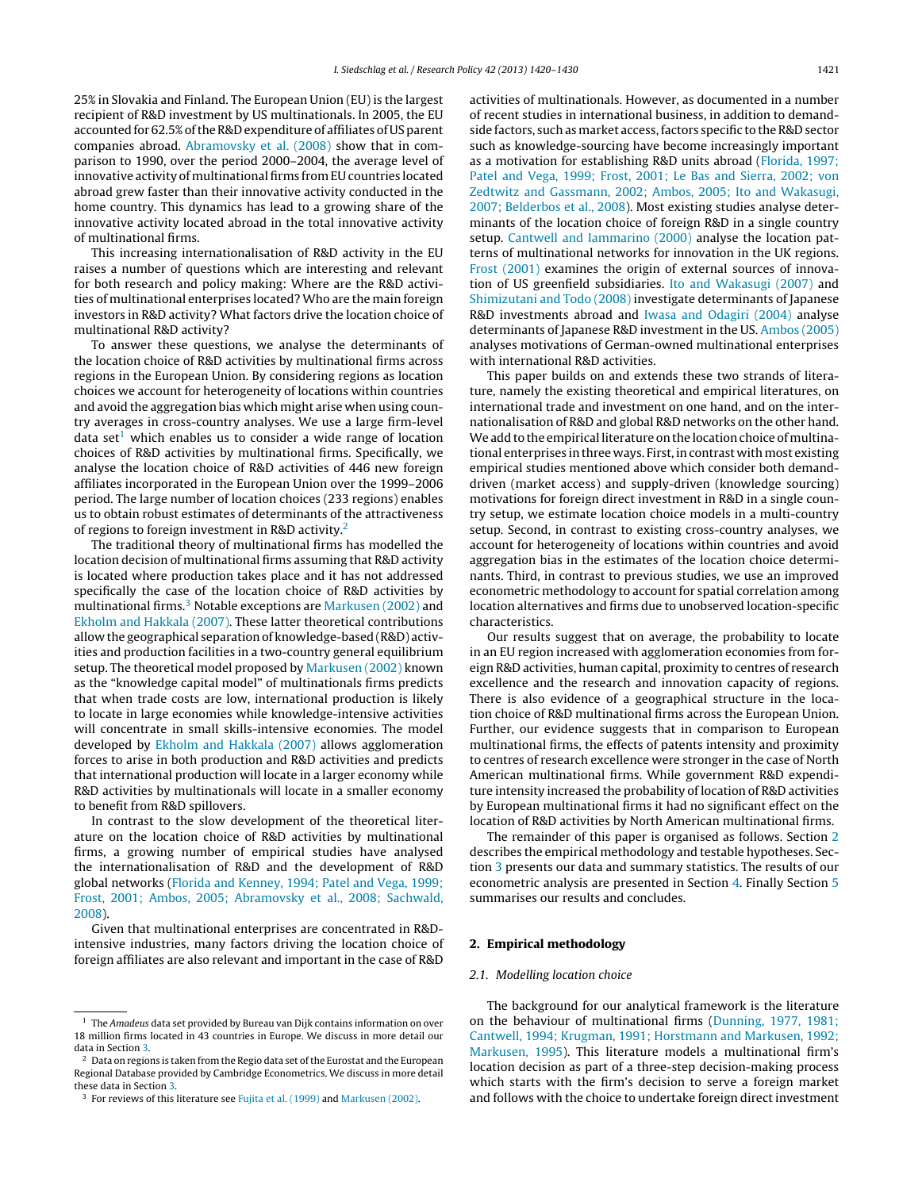25% in Slovakia and Finland. The European Union (EU) is the largest recipient of R&D investment by US multinationals. In 2005, the EU accounted for 62.5% of the R&D expenditure of affiliates of US parent companies abroad. Abramovsky et al. (2008) show that in comparison to 1990, over the period 2000–2004, the average level of innovative activity of multinational firms from EU countries located abroad grew faster than their innovative activity conducted in the home country. This dynamics has lead to a growing share of the innovative activity located abroad in the total innovative activity of multinational firms.

This increasing internationalisation of R&D activity in the EU raises a number of questions which are interesting and relevant for both research and policy making: Where are the R&D activities of multinational enterprises located? Who are the main foreign investors in R&D activity? What factors drive the location choice of multinational R&D activity?

To answer these questions, we analyse the determinants of the location choice of R&D activities by multinational firms across regions in the European Union. By considering regions as location choices we account for heterogeneity of locations within countries and avoid the aggregation bias which might arise when using country averages in cross-country analyses. We use a large firm-level data set[1] which enables us to consider a wide range of location choices of R&D activities by multinational firms. Specifically, we analyse the location choice of R&D activities of 446 new foreign affiliates incorporated in the European Union over the 1999–2006 period. The large number of location choices (233 regions) enables us to obtain robust estimates of determinants of the attractiveness of regions to foreign investment in R&D activity.[2]

The traditional theory of multinational firms has modelled the location decision of multinational firms assuming that R&D activity is located where production takes place and it has not addressed specifically the case of the location choice of R&D activities by multinational firms.[3] Notable exceptions are Markusen (2002) and Ekholm and Hakkala (2007). These latter theoretical contributions allow the geographical separation of knowledge-based (R&D) activities and production facilities in a two-country general equilibrium setup. The theoretical model proposed by Markusen (2002) known as the "knowledge capital model" of multinationals firms predicts that when trade costs are low, international production is likely to locate in large economies while knowledge-intensive activities will concentrate in small skills-intensive economies. The model developed by Ekholm and Hakkala (2007) allows agglomeration forces to arise in both production and R&D activities and predicts that international production will locate in a larger economy while R&D activities by multinationals will locate in a smaller economy to benefit from R&D spillovers.

In contrast to the slow development of the theoretical literature on the location choice of R&D activities by multinational firms, a growing number of empirical studies have analysed the internationalisation of R&D and the development of R&D global networks (Florida and Kenney, 1994; Patel and Vega, 1999; Frost, 2001; Ambos, 2005; Abramovsky et al., 2008; Sachwald, 2008).

Given that multinational enterprises are concentrated in R&D-intensive industries, many factors driving the location choice of foreign affiliates are also relevant and important in the case of R&D activities of multinationals. However, as documented in a number of recent studies in international business, in addition to demand-side factors, such as market access, factors specific to the R&D sector such as knowledge-sourcing have become increasingly important as a motivation for establishing R&D units abroad (Florida, 1997; Patel and Vega, 1999; Frost, 2001; Le Bas and Sierra, 2002; von Zedtwitz and Gassmann, 2002; Ambos, 2005; Ito and Wakasugi, 2007; Belderbos et al., 2008). Most existing studies analyse determinants of the location choice of foreign R&D in a single country setup. Cantwell and Iammarino (2000) analyse the location patterns of multinational networks for innovation in the UK regions. Frost (2001) examines the origin of external sources of innovation of US greenfield subsidiaries. Ito and Wakasugi (2007) and Shimizutani and Todo (2008) investigate determinants of Japanese R&D investments abroad and Iwasa and Odagiri (2004) analyse determinants of Japanese R&D investment in the US. Ambos (2005) analyses motivations of German-owned multinational enterprises with international R&D activities.

This paper builds on and extends these two strands of literature, namely the existing theoretical and empirical literatures, on international trade and investment on one hand, and on the internationalisation of R&D and global R&D networks on the other hand. We add to the empirical literature on the location choice of multinational enterprises in three ways. First, in contrast with most existing empirical studies mentioned above which consider both demand-driven (market access) and supply-driven (knowledge sourcing) motivations for foreign direct investment in R&D in a single country setup, we estimate location choice models in a multi-country setup. Second, in contrast to existing cross-country analyses, we account for heterogeneity of locations within countries and avoid aggregation bias in the estimates of the location choice determinants. Third, in contrast to previous studies, we use an improved econometric methodology to account for spatial correlation among location alternatives and firms due to unobserved location-specific characteristics.

Our results suggest that on average, the probability to locate in an EU region increased with agglomeration economies from foreign R&D activities, human capital, proximity to centres of research excellence and the research and innovation capacity of regions. There is also evidence of a geographical structure in the location choice of R&D multinational firms across the European Union. Further, our evidence suggests that in comparison to European multinational firms, the effects of patents intensity and proximity to centres of research excellence were stronger in the case of North American multinational firms. While government R&D expenditure intensity increased the probability of location of R&D activities by European multinational firms it had no significant effect on the location of R&D activities by North American multinational firms.

The remainder of this paper is organised as follows. Section 2 describes the empirical methodology and testable hypotheses. Section 3 presents our data and summary statistics. The results of our econometric analysis are presented in Section 4. Finally Section 5 summarises our results and concludes.

## 2. Empirical methodology

### 2.1. Modelling location choice

The background for our analytical framework is the literature on the behaviour of multinational firms (Dunning, 1977, 1981; Cantwell, 1994; Krugman, 1991; Horstmann and Markusen, 1992; Markusen, 1995). This literature models a multinational firm's location decision as part of a three-step decision-making process which starts with the firm's decision to serve a foreign market and follows with the choice to undertake foreign direct investment

---

[1] The *Amadeus* data set provided by Bureau van Dijk contains information on over 18 million firms located in 43 countries in Europe. We discuss in more detail our data in Section 3.

[2] Data on regions is taken from the Regio data set of the Eurostat and the European Regional Database provided by Cambridge Econometrics. We discuss in more detail these data in Section 3.

[3] For reviews of this literature see Fujita et al. (1999) and Markusen (2002).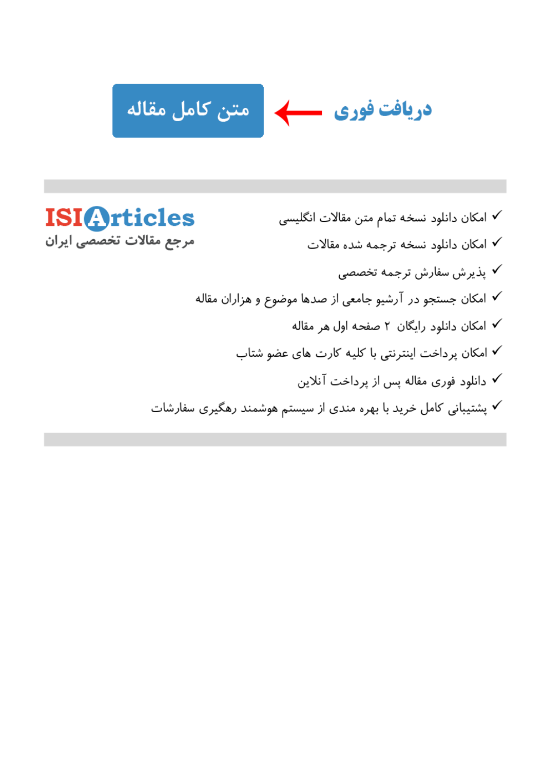دریافت فوری ← **متن کامل مقاله**

**ISIArticles**
مرجع مقالات تخصصی ایران

- ✓ امکان دانلود نسخه تمام متن مقالات انگلیسی
- ✓ امکان دانلود نسخه ترجمه شده مقالات
- ✓ پذیرش سفارش ترجمه تخصصی
- ✓ امکان جستجو در آرشیو جامعی از صدها موضوع و هزاران مقاله
- ✓ امکان دانلود رایگان ۲ صفحه اول هر مقاله
- ✓ امکان پرداخت اینترنتی با کلیه کارت های عضو شتاب
- ✓ دانلود فوری مقاله پس از پرداخت آنلاین
- ✓ پشتیبانی کامل خرید با بهره مندی از سیستم هوشمند رهگیری سفارشات